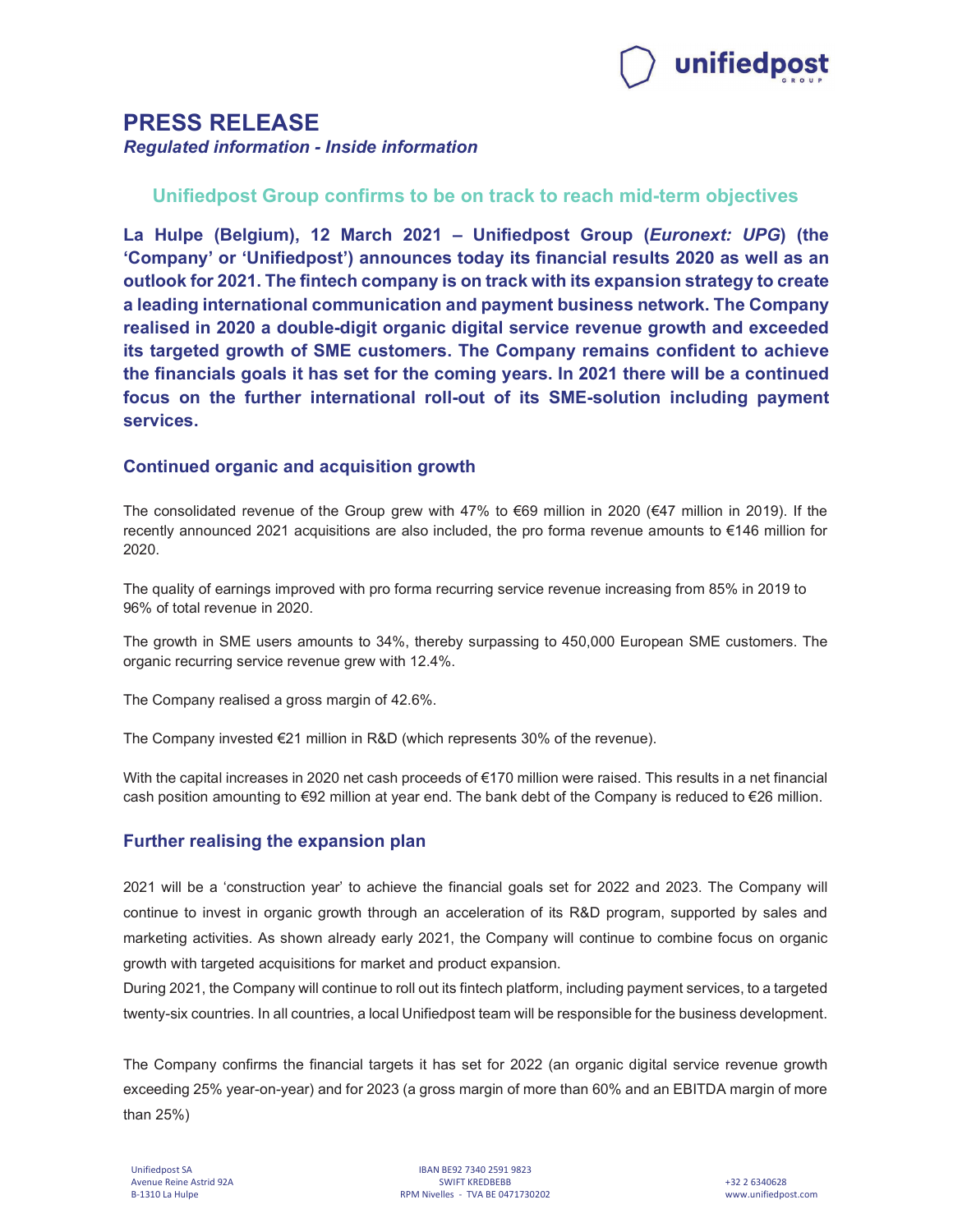# PRESS RELEASE

***Regulated information - Inside information***

## Unifiedpost Group confirms to be on track to reach mid-term objectives

**La Hulpe (Belgium), 12 March 2021 – Unifiedpost Group (*Euronext: UPG*) (the 'Company' or 'Unifiedpost') announces today its financial results 2020 as well as an outlook for 2021. The fintech company is on track with its expansion strategy to create a leading international communication and payment business network. The Company realised in 2020 a double-digit organic digital service revenue growth and exceeded its targeted growth of SME customers. The Company remains confident to achieve the financials goals it has set for the coming years. In 2021 there will be a continued focus on the further international roll-out of its SME-solution including payment services.**

### Continued organic and acquisition growth

The consolidated revenue of the Group grew with 47% to €69 million in 2020 (€47 million in 2019). If the recently announced 2021 acquisitions are also included, the pro forma revenue amounts to €146 million for 2020.

The quality of earnings improved with pro forma recurring service revenue increasing from 85% in 2019 to 96% of total revenue in 2020.

The growth in SME users amounts to 34%, thereby surpassing to 450,000 European SME customers. The organic recurring service revenue grew with 12.4%.

The Company realised a gross margin of 42.6%.

The Company invested €21 million in R&D (which represents 30% of the revenue).

With the capital increases in 2020 net cash proceeds of €170 million were raised. This results in a net financial cash position amounting to €92 million at year end. The bank debt of the Company is reduced to €26 million.

### Further realising the expansion plan

2021 will be a 'construction year' to achieve the financial goals set for 2022 and 2023. The Company will continue to invest in organic growth through an acceleration of its R&D program, supported by sales and marketing activities. As shown already early 2021, the Company will continue to combine focus on organic growth with targeted acquisitions for market and product expansion.

During 2021, the Company will continue to roll out its fintech platform, including payment services, to a targeted twenty-six countries. In all countries, a local Unifiedpost team will be responsible for the business development.

The Company confirms the financial targets it has set for 2022 (an organic digital service revenue growth exceeding 25% year-on-year) and for 2023 (a gross margin of more than 60% and an EBITDA margin of more than 25%)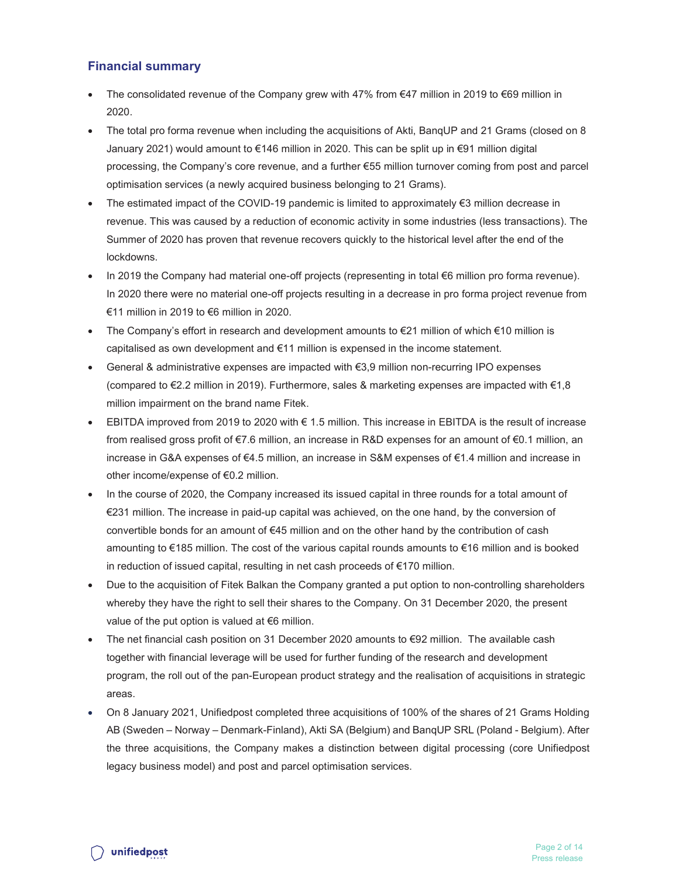## Financial summary

- The consolidated revenue of the Company grew with 47% from €47 million in 2019 to €69 million in 2020.
- The total pro forma revenue when including the acquisitions of Akti, BanqUP and 21 Grams (closed on 8 January 2021) would amount to €146 million in 2020. This can be split up in €91 million digital processing, the Company's core revenue, and a further €55 million turnover coming from post and parcel optimisation services (a newly acquired business belonging to 21 Grams).
- The estimated impact of the COVID-19 pandemic is limited to approximately €3 million decrease in revenue. This was caused by a reduction of economic activity in some industries (less transactions). The Summer of 2020 has proven that revenue recovers quickly to the historical level after the end of the lockdowns.
- In 2019 the Company had material one-off projects (representing in total €6 million pro forma revenue). In 2020 there were no material one-off projects resulting in a decrease in pro forma project revenue from €11 million in 2019 to €6 million in 2020.
- The Company's effort in research and development amounts to €21 million of which €10 million is capitalised as own development and €11 million is expensed in the income statement.
- General & administrative expenses are impacted with €3,9 million non-recurring IPO expenses (compared to €2.2 million in 2019). Furthermore, sales & marketing expenses are impacted with €1,8 million impairment on the brand name Fitek.
- EBITDA improved from 2019 to 2020 with € 1.5 million. This increase in EBITDA is the result of increase from realised gross profit of €7.6 million, an increase in R&D expenses for an amount of €0.1 million, an increase in G&A expenses of €4.5 million, an increase in S&M expenses of €1.4 million and increase in other income/expense of €0.2 million.
- In the course of 2020, the Company increased its issued capital in three rounds for a total amount of €231 million. The increase in paid-up capital was achieved, on the one hand, by the conversion of convertible bonds for an amount of €45 million and on the other hand by the contribution of cash amounting to €185 million. The cost of the various capital rounds amounts to €16 million and is booked in reduction of issued capital, resulting in net cash proceeds of €170 million.
- Due to the acquisition of Fitek Balkan the Company granted a put option to non-controlling shareholders whereby they have the right to sell their shares to the Company. On 31 December 2020, the present value of the put option is valued at €6 million.
- The net financial cash position on 31 December 2020 amounts to €92 million. The available cash together with financial leverage will be used for further funding of the research and development program, the roll out of the pan-European product strategy and the realisation of acquisitions in strategic areas.
- On 8 January 2021, Unifiedpost completed three acquisitions of 100% of the shares of 21 Grams Holding AB (Sweden – Norway – Denmark-Finland), Akti SA (Belgium) and BanqUP SRL (Poland - Belgium). After the three acquisitions, the Company makes a distinction between digital processing (core Unifiedpost legacy business model) and post and parcel optimisation services.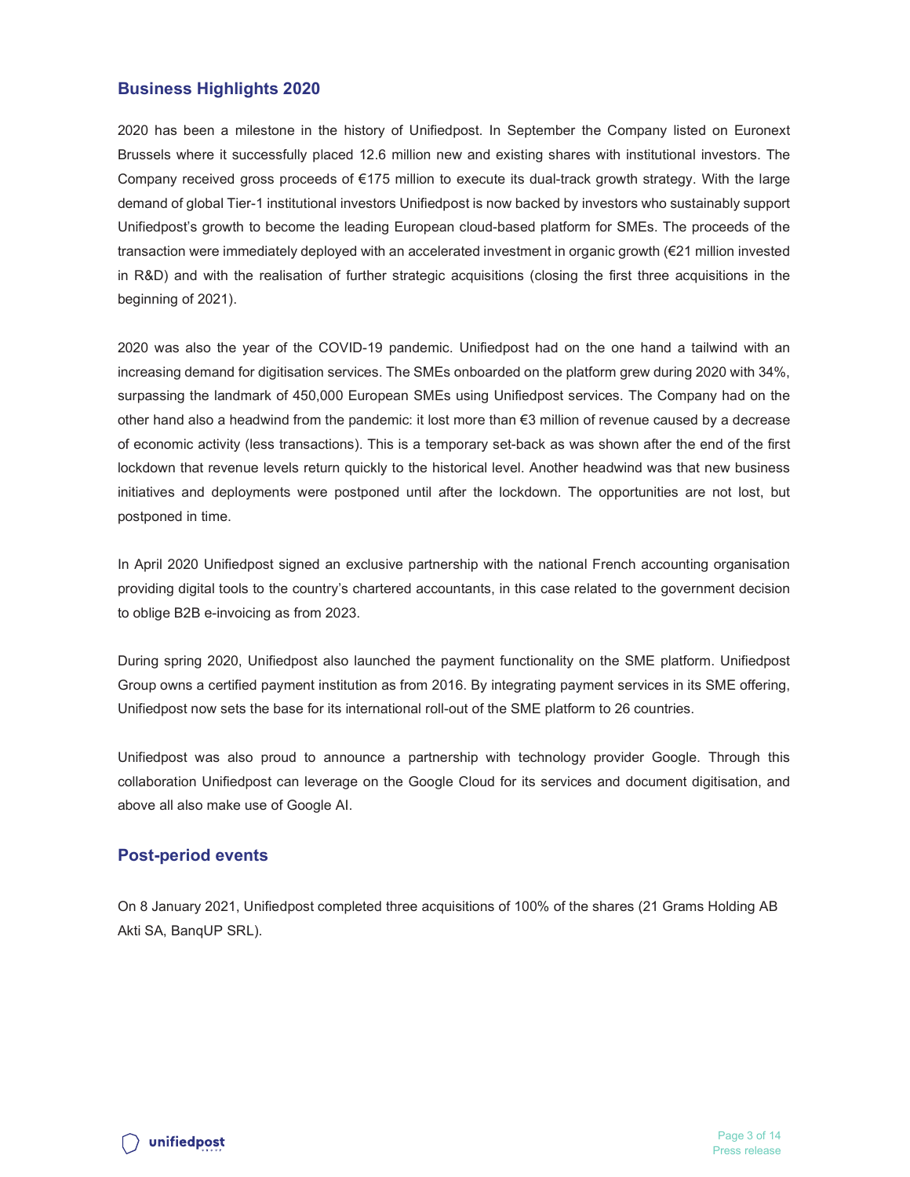## Business Highlights 2020

2020 has been a milestone in the history of Unifiedpost. In September the Company listed on Euronext Brussels where it successfully placed 12.6 million new and existing shares with institutional investors. The Company received gross proceeds of €175 million to execute its dual-track growth strategy. With the large demand of global Tier-1 institutional investors Unifiedpost is now backed by investors who sustainably support Unifiedpost's growth to become the leading European cloud-based platform for SMEs. The proceeds of the transaction were immediately deployed with an accelerated investment in organic growth (€21 million invested in R&D) and with the realisation of further strategic acquisitions (closing the first three acquisitions in the beginning of 2021).

2020 was also the year of the COVID-19 pandemic. Unifiedpost had on the one hand a tailwind with an increasing demand for digitisation services. The SMEs onboarded on the platform grew during 2020 with 34%, surpassing the landmark of 450,000 European SMEs using Unifiedpost services. The Company had on the other hand also a headwind from the pandemic: it lost more than €3 million of revenue caused by a decrease of economic activity (less transactions). This is a temporary set-back as was shown after the end of the first lockdown that revenue levels return quickly to the historical level. Another headwind was that new business initiatives and deployments were postponed until after the lockdown. The opportunities are not lost, but postponed in time.

In April 2020 Unifiedpost signed an exclusive partnership with the national French accounting organisation providing digital tools to the country's chartered accountants, in this case related to the government decision to oblige B2B e-invoicing as from 2023.

During spring 2020, Unifiedpost also launched the payment functionality on the SME platform. Unifiedpost Group owns a certified payment institution as from 2016. By integrating payment services in its SME offering, Unifiedpost now sets the base for its international roll-out of the SME platform to 26 countries.

Unifiedpost was also proud to announce a partnership with technology provider Google. Through this collaboration Unifiedpost can leverage on the Google Cloud for its services and document digitisation, and above all also make use of Google AI.

## Post-period events

On 8 January 2021, Unifiedpost completed three acquisitions of 100% of the shares (21 Grams Holding AB Akti SA, BanqUP SRL).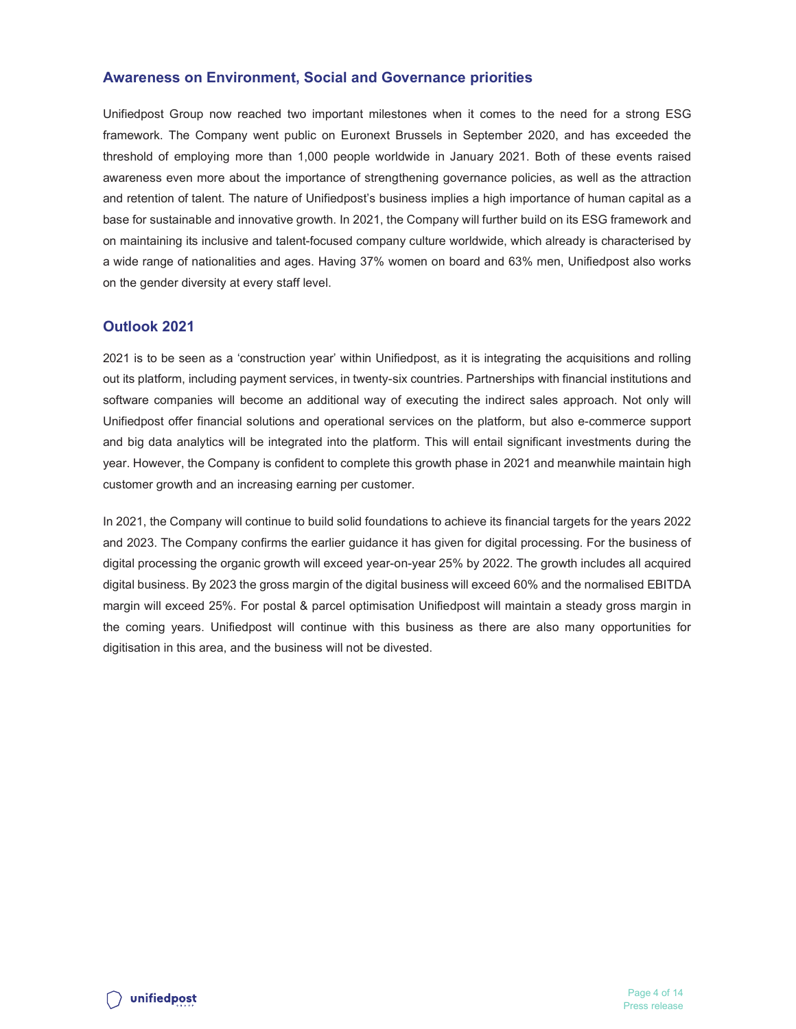## Awareness on Environment, Social and Governance priorities

Unifiedpost Group now reached two important milestones when it comes to the need for a strong ESG framework. The Company went public on Euronext Brussels in September 2020, and has exceeded the threshold of employing more than 1,000 people worldwide in January 2021. Both of these events raised awareness even more about the importance of strengthening governance policies, as well as the attraction and retention of talent. The nature of Unifiedpost's business implies a high importance of human capital as a base for sustainable and innovative growth. In 2021, the Company will further build on its ESG framework and on maintaining its inclusive and talent-focused company culture worldwide, which already is characterised by a wide range of nationalities and ages. Having 37% women on board and 63% men, Unifiedpost also works on the gender diversity at every staff level.

## Outlook 2021

2021 is to be seen as a 'construction year' within Unifiedpost, as it is integrating the acquisitions and rolling out its platform, including payment services, in twenty-six countries. Partnerships with financial institutions and software companies will become an additional way of executing the indirect sales approach. Not only will Unifiedpost offer financial solutions and operational services on the platform, but also e-commerce support and big data analytics will be integrated into the platform. This will entail significant investments during the year. However, the Company is confident to complete this growth phase in 2021 and meanwhile maintain high customer growth and an increasing earning per customer.

In 2021, the Company will continue to build solid foundations to achieve its financial targets for the years 2022 and 2023. The Company confirms the earlier guidance it has given for digital processing. For the business of digital processing the organic growth will exceed year-on-year 25% by 2022. The growth includes all acquired digital business. By 2023 the gross margin of the digital business will exceed 60% and the normalised EBITDA margin will exceed 25%. For postal & parcel optimisation Unifiedpost will maintain a steady gross margin in the coming years. Unifiedpost will continue with this business as there are also many opportunities for digitisation in this area, and the business will not be divested.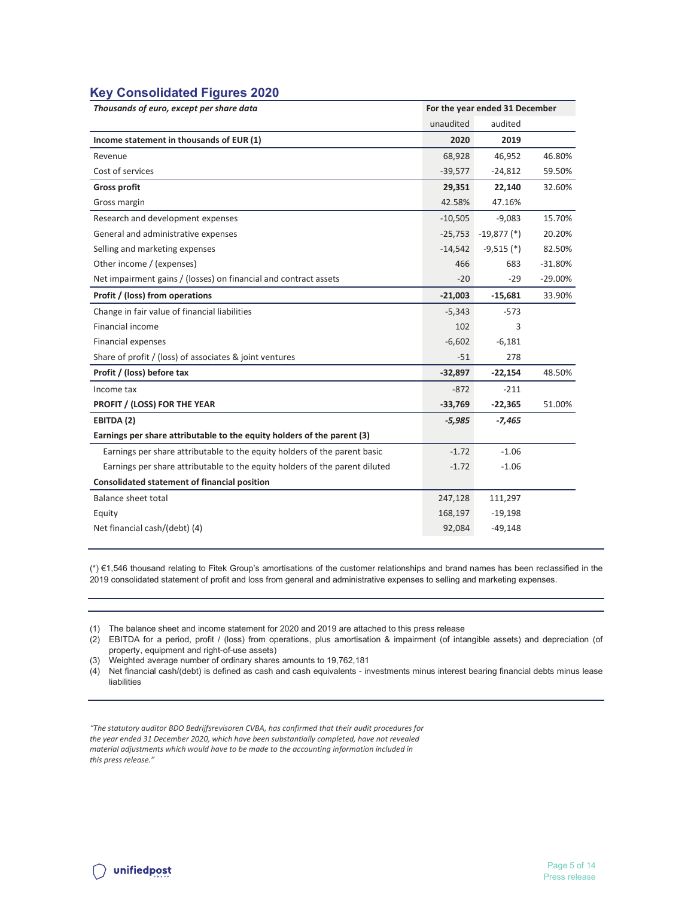## Key Consolidated Figures 2020

| *Thousands of euro, except per share data* | For the year ended 31 December | | |
|---|---|---|---|
| | unaudited | audited | |
| **Income statement in thousands of EUR (1)** | **2020** | **2019** | |
| Revenue | 68,928 | 46,952 | 46.80% |
| Cost of services | -39,577 | -24,812 | 59.50% |
| **Gross profit** | **29,351** | **22,140** | 32.60% |
| Gross margin | 42.58% | 47.16% | |
| Research and development expenses | -10,505 | -9,083 | 15.70% |
| General and administrative expenses | -25,753 | -19,877 (*) | 20.20% |
| Selling and marketing expenses | -14,542 | -9,515 (*) | 82.50% |
| Other income / (expenses) | 466 | 683 | -31.80% |
| Net impairment gains / (losses) on financial and contract assets | -20 | -29 | -29.00% |
| **Profit / (loss) from operations** | **-21,003** | **-15,681** | 33.90% |
| Change in fair value of financial liabilities | -5,343 | -573 | |
| Financial income | 102 | 3 | |
| Financial expenses | -6,602 | -6,181 | |
| Share of profit / (loss) of associates & joint ventures | -51 | 278 | |
| **Profit / (loss) before tax** | **-32,897** | **-22,154** | 48.50% |
| Income tax | -872 | -211 | |
| **PROFIT / (LOSS) FOR THE YEAR** | **-33,769** | **-22,365** | 51.00% |
| **EBITDA (2)** | ***-5,985*** | ***-7,465*** | |
| **Earnings per share attributable to the equity holders of the parent (3)** | | | |
| Earnings per share attributable to the equity holders of the parent basic | -1.72 | -1.06 | |
| Earnings per share attributable to the equity holders of the parent diluted | -1.72 | -1.06 | |
| **Consolidated statement of financial position** | | | |
| Balance sheet total | 247,128 | 111,297 | |
| Equity | 168,197 | -19,198 | |
| Net financial cash/(debt) (4) | 92,084 | -49,148 | |

(*) €1,546 thousand relating to Fitek Group's amortisations of the customer relationships and brand names has been reclassified in the 2019 consolidated statement of profit and loss from general and administrative expenses to selling and marketing expenses.

(1) The balance sheet and income statement for 2020 and 2019 are attached to this press release
(2) EBITDA for a period, profit / (loss) from operations, plus amortisation & impairment (of intangible assets) and depreciation (of property, equipment and right-of-use assets)
(3) Weighted average number of ordinary shares amounts to 19,762,181
(4) Net financial cash/(debt) is defined as cash and cash equivalents - investments minus interest bearing financial debts minus lease liabilities

*"The statutory auditor BDO Bedrijfsrevisoren CVBA, has confirmed that their audit procedures for the year ended 31 December 2020, which have been substantially completed, have not revealed material adjustments which would have to be made to the accounting information included in this press release."*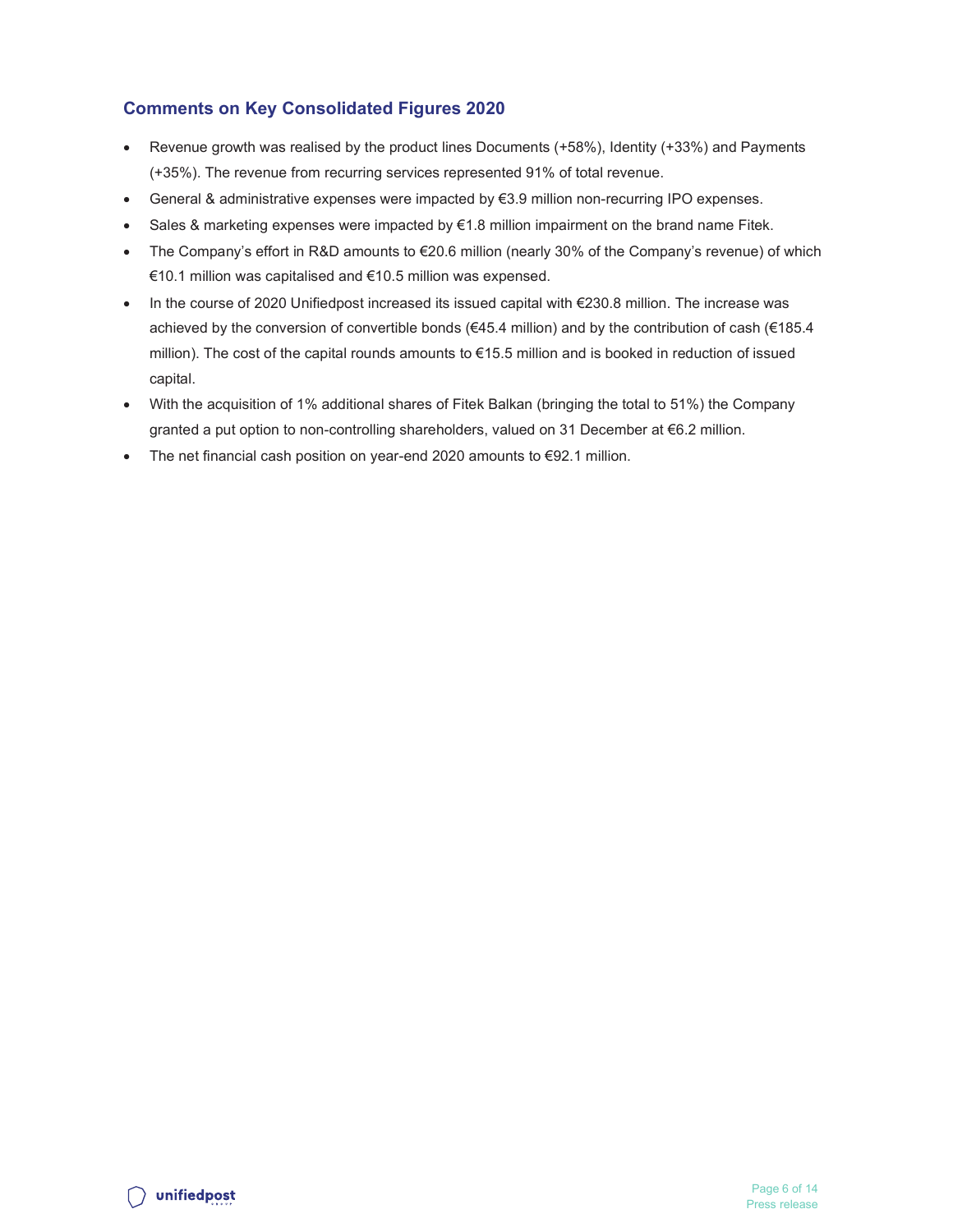## Comments on Key Consolidated Figures 2020

- Revenue growth was realised by the product lines Documents (+58%), Identity (+33%) and Payments (+35%). The revenue from recurring services represented 91% of total revenue.
- General & administrative expenses were impacted by €3.9 million non-recurring IPO expenses.
- Sales & marketing expenses were impacted by €1.8 million impairment on the brand name Fitek.
- The Company's effort in R&D amounts to €20.6 million (nearly 30% of the Company's revenue) of which €10.1 million was capitalised and €10.5 million was expensed.
- In the course of 2020 Unifiedpost increased its issued capital with €230.8 million. The increase was achieved by the conversion of convertible bonds (€45.4 million) and by the contribution of cash (€185.4 million). The cost of the capital rounds amounts to €15.5 million and is booked in reduction of issued capital.
- With the acquisition of 1% additional shares of Fitek Balkan (bringing the total to 51%) the Company granted a put option to non-controlling shareholders, valued on 31 December at €6.2 million.
- The net financial cash position on year-end 2020 amounts to €92.1 million.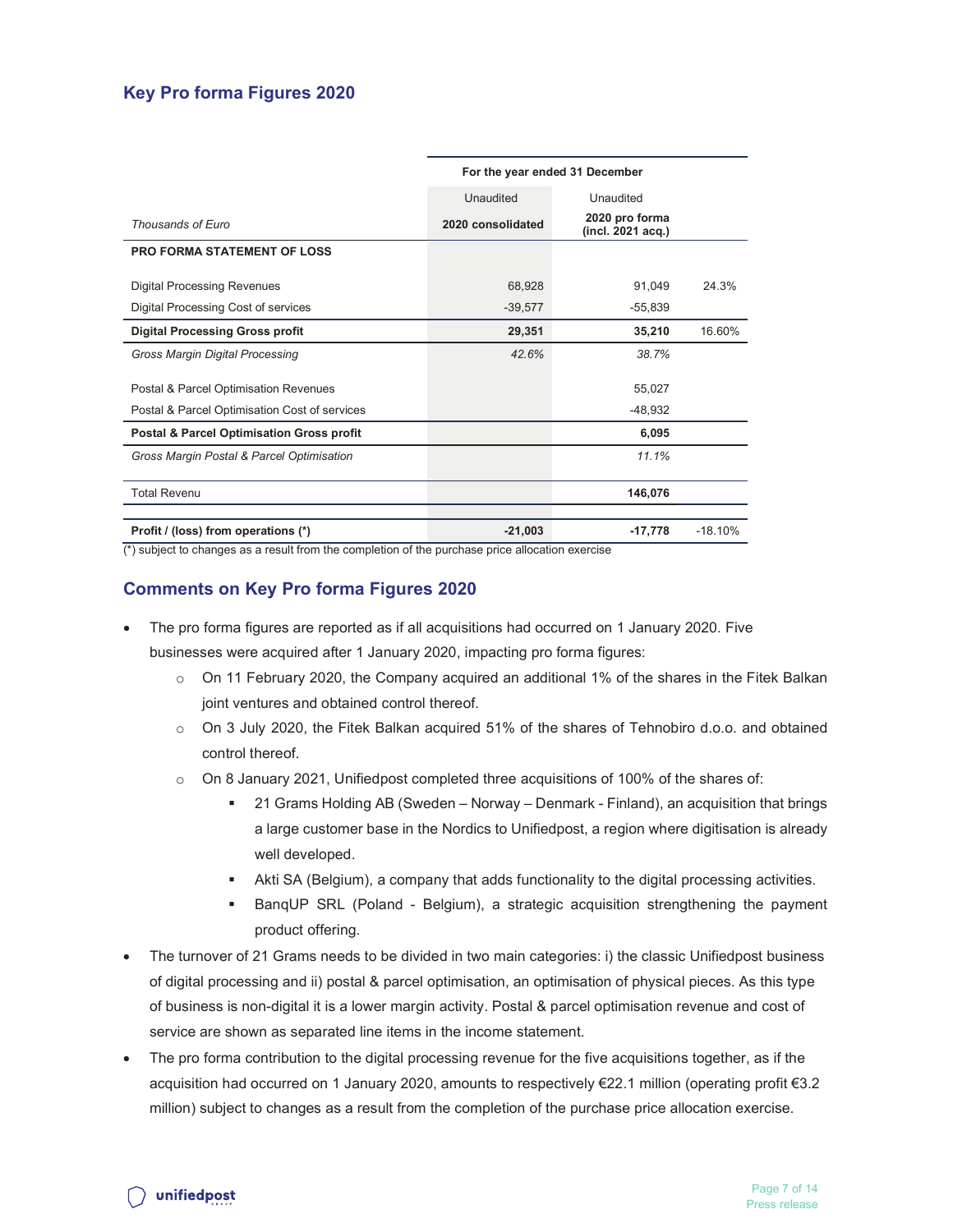## Key Pro forma Figures 2020

| | For the year ended 31 December | | |
|---|---|---|---|
| | Unaudited | Unaudited | |
| *Thousands of Euro* | **2020 consolidated** | **2020 pro forma (incl. 2021 acq.)** | |
| **PRO FORMA STATEMENT OF LOSS** | | | |
| Digital Processing Revenues | 68,928 | 91,049 | 24.3% |
| Digital Processing Cost of services | -39,577 | -55,839 | |
| **Digital Processing Gross profit** | **29,351** | **35,210** | 16.60% |
| *Gross Margin Digital Processing* | *42.6%* | *38.7%* | |
| Postal & Parcel Optimisation Revenues | | 55,027 | |
| Postal & Parcel Optimisation Cost of services | | -48,932 | |
| **Postal & Parcel Optimisation Gross profit** | | **6,095** | |
| *Gross Margin Postal & Parcel Optimisation* | | *11.1%* | |
| Total Revenu | | **146,076** | |
| **Profit / (loss) from operations (*)** | **-21,003** | **-17,778** | -18.10% |

(*) subject to changes as a result from the completion of the purchase price allocation exercise

## Comments on Key Pro forma Figures 2020

- The pro forma figures are reported as if all acquisitions had occurred on 1 January 2020. Five businesses were acquired after 1 January 2020, impacting pro forma figures:
  - On 11 February 2020, the Company acquired an additional 1% of the shares in the Fitek Balkan joint ventures and obtained control thereof.
  - On 3 July 2020, the Fitek Balkan acquired 51% of the shares of Tehnobiro d.o.o. and obtained control thereof.
  - On 8 January 2021, Unifiedpost completed three acquisitions of 100% of the shares of:
    - 21 Grams Holding AB (Sweden – Norway – Denmark - Finland), an acquisition that brings a large customer base in the Nordics to Unifiedpost, a region where digitisation is already well developed.
    - Akti SA (Belgium), a company that adds functionality to the digital processing activities.
    - BanqUP SRL (Poland - Belgium), a strategic acquisition strengthening the payment product offering.
- The turnover of 21 Grams needs to be divided in two main categories: i) the classic Unifiedpost business of digital processing and ii) postal & parcel optimisation, an optimisation of physical pieces. As this type of business is non-digital it is a lower margin activity. Postal & parcel optimisation revenue and cost of service are shown as separated line items in the income statement.
- The pro forma contribution to the digital processing revenue for the five acquisitions together, as if the acquisition had occurred on 1 January 2020, amounts to respectively €22.1 million (operating profit €3.2 million) subject to changes as a result from the completion of the purchase price allocation exercise.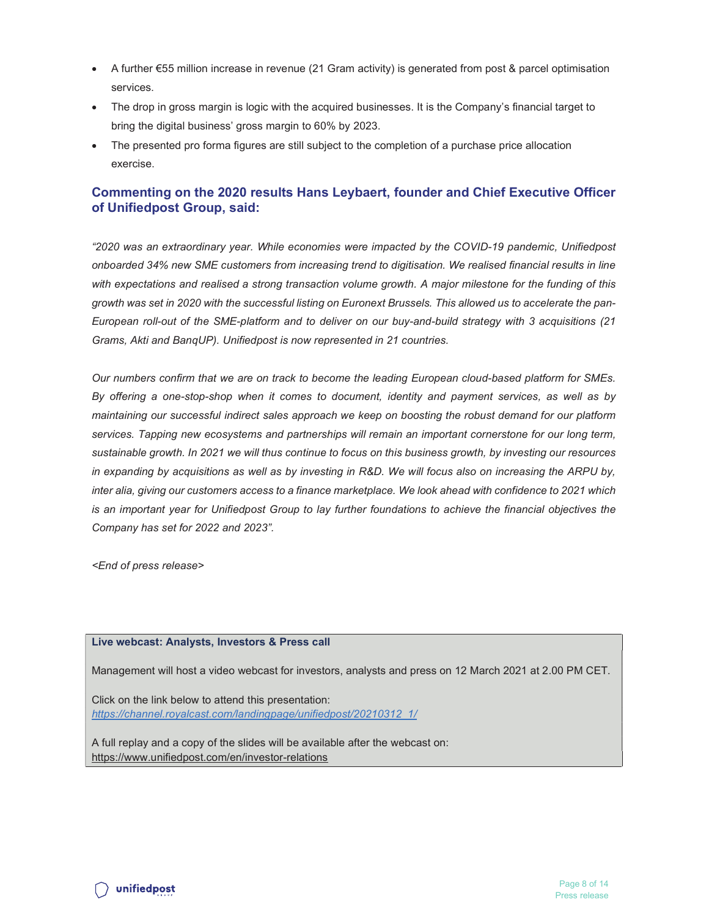- A further €55 million increase in revenue (21 Gram activity) is generated from post & parcel optimisation services.
- The drop in gross margin is logic with the acquired businesses. It is the Company's financial target to bring the digital business' gross margin to 60% by 2023.
- The presented pro forma figures are still subject to the completion of a purchase price allocation exercise.

## Commenting on the 2020 results Hans Leybaert, founder and Chief Executive Officer of Unifiedpost Group, said:

*"2020 was an extraordinary year. While economies were impacted by the COVID-19 pandemic, Unifiedpost onboarded 34% new SME customers from increasing trend to digitisation. We realised financial results in line with expectations and realised a strong transaction volume growth. A major milestone for the funding of this growth was set in 2020 with the successful listing on Euronext Brussels. This allowed us to accelerate the pan-European roll-out of the SME-platform and to deliver on our buy-and-build strategy with 3 acquisitions (21 Grams, Akti and BanqUP). Unifiedpost is now represented in 21 countries.*

*Our numbers confirm that we are on track to become the leading European cloud-based platform for SMEs. By offering a one-stop-shop when it comes to document, identity and payment services, as well as by maintaining our successful indirect sales approach we keep on boosting the robust demand for our platform services. Tapping new ecosystems and partnerships will remain an important cornerstone for our long term, sustainable growth. In 2021 we will thus continue to focus on this business growth, by investing our resources in expanding by acquisitions as well as by investing in R&D. We will focus also on increasing the ARPU by, inter alia, giving our customers access to a finance marketplace. We look ahead with confidence to 2021 which is an important year for Unifiedpost Group to lay further foundations to achieve the financial objectives the Company has set for 2022 and 2023".*

*<End of press release>*

**Live webcast: Analysts, Investors & Press call**

Management will host a video webcast for investors, analysts and press on 12 March 2021 at 2.00 PM CET.

Click on the link below to attend this presentation:
*https://channel.royalcast.com/landingpage/unifiedpost/20210312_1/*

A full replay and a copy of the slides will be available after the webcast on:
https://www.unifiedpost.com/en/investor-relations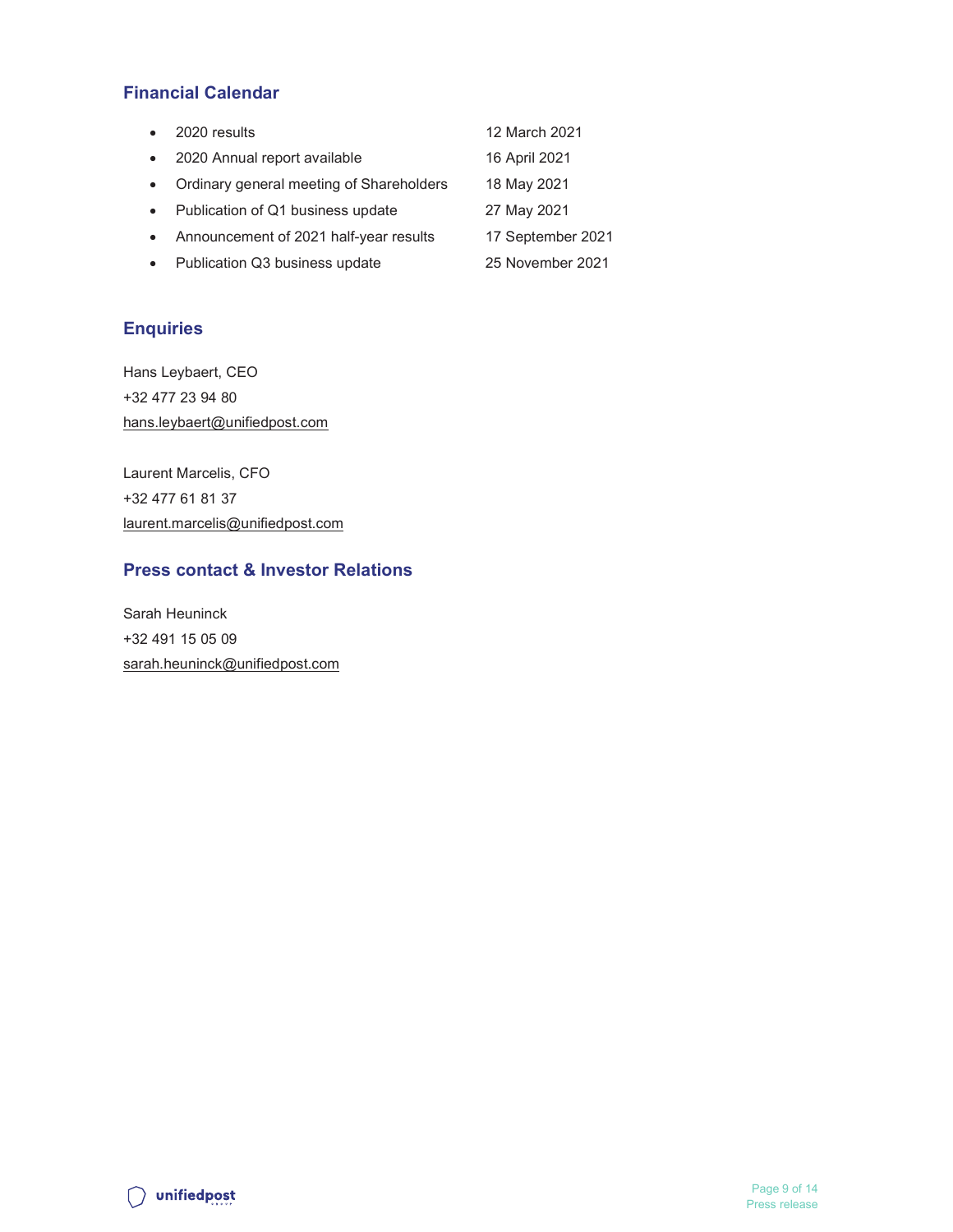## Financial Calendar

- 2020 results 12 March 2021
- 2020 Annual report available 16 April 2021
- Ordinary general meeting of Shareholders 18 May 2021
- Publication of Q1 business update 27 May 2021
- Announcement of 2021 half-year results 17 September 2021
- Publication Q3 business update 25 November 2021

## Enquiries

Hans Leybaert, CEO
+32 477 23 94 80
hans.leybaert@unifiedpost.com

Laurent Marcelis, CFO
+32 477 61 81 37
laurent.marcelis@unifiedpost.com

## Press contact & Investor Relations

Sarah Heuninck
+32 491 15 05 09
sarah.heuninck@unifiedpost.com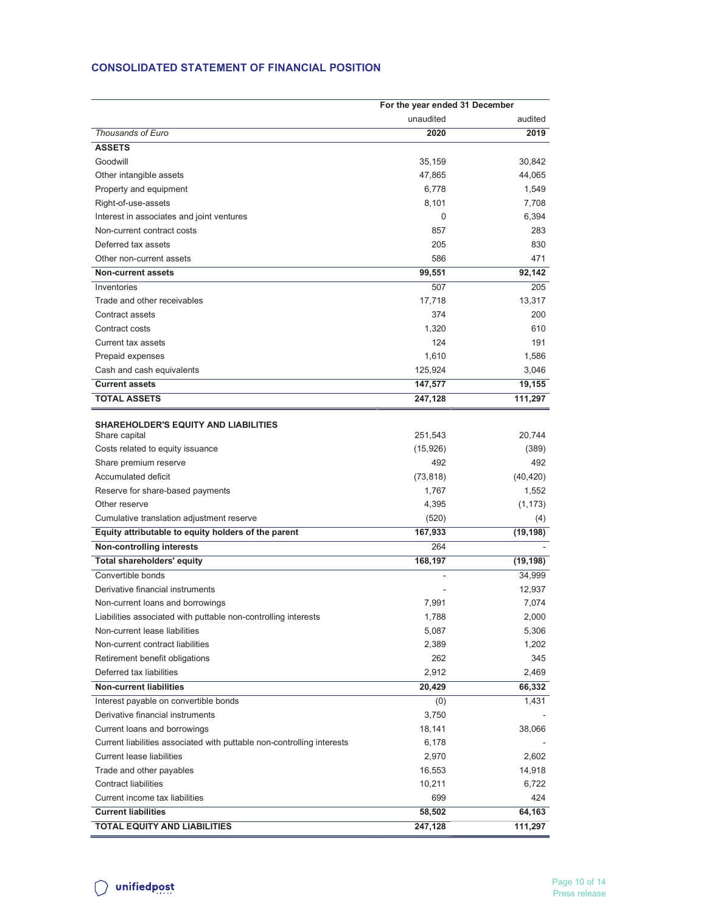## CONSOLIDATED STATEMENT OF FINANCIAL POSITION

| | For the year ended 31 December | |
|---|---|---|
| | unaudited | audited |
| *Thousands of Euro* | **2020** | **2019** |
| **ASSETS** | | |
| Goodwill | 35,159 | 30,842 |
| Other intangible assets | 47,865 | 44,065 |
| Property and equipment | 6,778 | 1,549 |
| Right-of-use-assets | 8,101 | 7,708 |
| Interest in associates and joint ventures | 0 | 6,394 |
| Non-current contract costs | 857 | 283 |
| Deferred tax assets | 205 | 830 |
| Other non-current assets | 586 | 471 |
| **Non-current assets** | **99,551** | **92,142** |
| Inventories | 507 | 205 |
| Trade and other receivables | 17,718 | 13,317 |
| Contract assets | 374 | 200 |
| Contract costs | 1,320 | 610 |
| Current tax assets | 124 | 191 |
| Prepaid expenses | 1,610 | 1,586 |
| Cash and cash equivalents | 125,924 | 3,046 |
| **Current assets** | **147,577** | **19,155** |
| **TOTAL ASSETS** | **247,128** | **111,297** |
| | | |
| **SHAREHOLDER'S EQUITY AND LIABILITIES** | | |
| Share capital | 251,543 | 20,744 |
| Costs related to equity issuance | (15,926) | (389) |
| Share premium reserve | 492 | 492 |
| Accumulated deficit | (73,818) | (40,420) |
| Reserve for share-based payments | 1,767 | 1,552 |
| Other reserve | 4,395 | (1,173) |
| Cumulative translation adjustment reserve | (520) | (4) |
| **Equity attributable to equity holders of the parent** | **167,933** | **(19,198)** |
| **Non-controlling interests** | 264 | - |
| **Total shareholders' equity** | **168,197** | **(19,198)** |
| Convertible bonds | - | 34,999 |
| Derivative financial instruments | - | 12,937 |
| Non-current loans and borrowings | 7,991 | 7,074 |
| Liabilities associated with puttable non-controlling interests | 1,788 | 2,000 |
| Non-current lease liabilities | 5,087 | 5,306 |
| Non-current contract liabilities | 2,389 | 1,202 |
| Retirement benefit obligations | 262 | 345 |
| Deferred tax liabilities | 2,912 | 2,469 |
| **Non-current liabilities** | **20,429** | **66,332** |
| Interest payable on convertible bonds | (0) | 1,431 |
| Derivative financial instruments | 3,750 | - |
| Current loans and borrowings | 18,141 | 38,066 |
| Current liabilities associated with puttable non-controlling interests | 6,178 | - |
| Current lease liabilities | 2,970 | 2,602 |
| Trade and other payables | 16,553 | 14,918 |
| Contract liabilities | 10,211 | 6,722 |
| Current income tax liabilities | 699 | 424 |
| **Current liabilities** | **58,502** | **64,163** |
| **TOTAL EQUITY AND LIABILITIES** | **247,128** | **111,297** |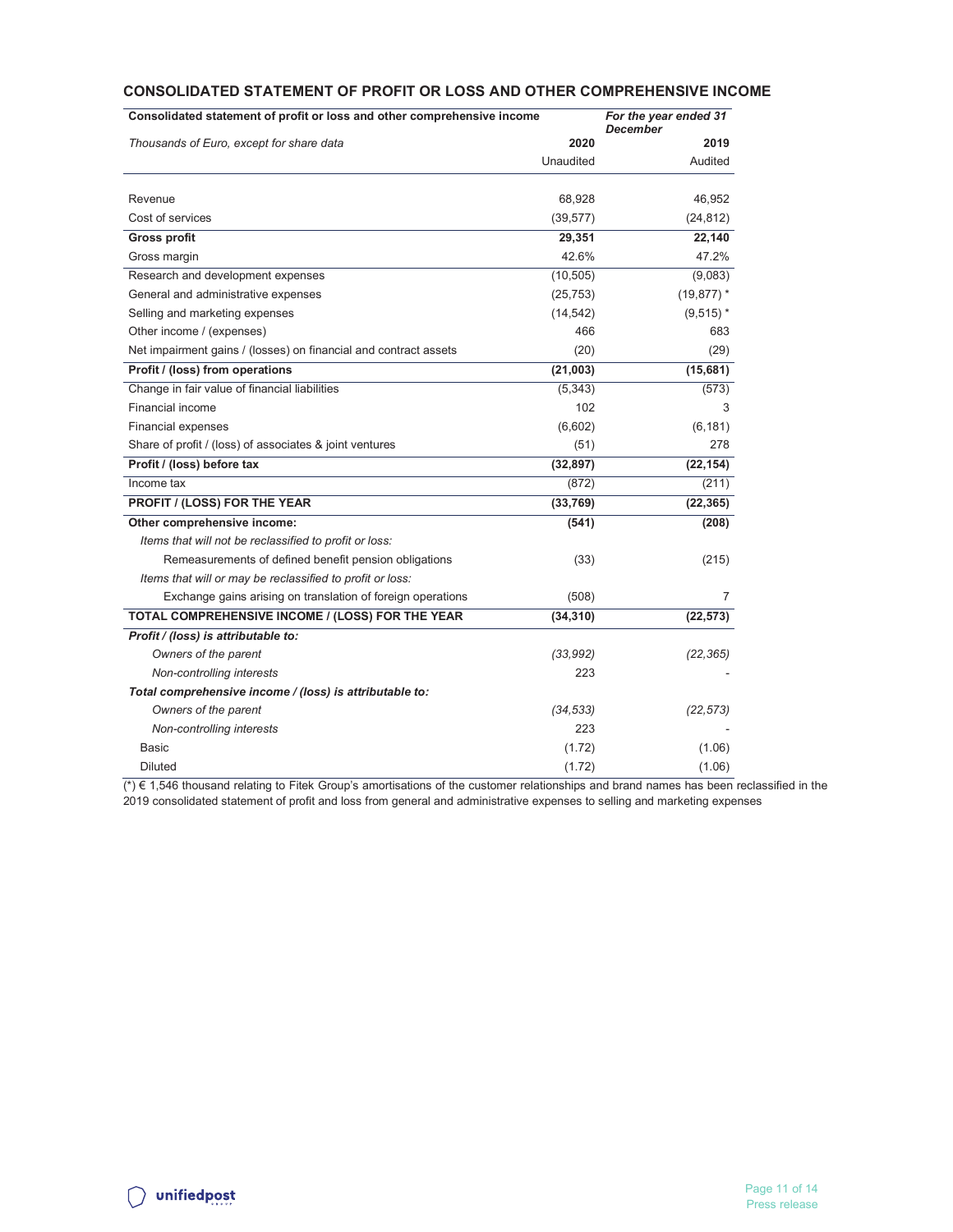## CONSOLIDATED STATEMENT OF PROFIT OR LOSS AND OTHER COMPREHENSIVE INCOME

| **Consolidated statement of profit or loss and other comprehensive income** | ***For the year ended 31 December*** | |
|---|---|---|
| *Thousands of Euro, except for share data* | **2020** | **2019** |
| | Unaudited | Audited |
| Revenue | 68,928 | 46,952 |
| Cost of services | (39,577) | (24,812) |
| **Gross profit** | **29,351** | **22,140** |
| Gross margin | 42.6% | 47.2% |
| Research and development expenses | (10,505) | (9,083) |
| General and administrative expenses | (25,753) | (19,877) * |
| Selling and marketing expenses | (14,542) | (9,515) * |
| Other income / (expenses) | 466 | 683 |
| Net impairment gains / (losses) on financial and contract assets | (20) | (29) |
| **Profit / (loss) from operations** | **(21,003)** | **(15,681)** |
| Change in fair value of financial liabilities | (5,343) | (573) |
| Financial income | 102 | 3 |
| Financial expenses | (6,602) | (6,181) |
| Share of profit / (loss) of associates & joint ventures | (51) | 278 |
| **Profit / (loss) before tax** | **(32,897)** | **(22,154)** |
| Income tax | (872) | (211) |
| **PROFIT / (LOSS) FOR THE YEAR** | **(33,769)** | **(22,365)** |
| **Other comprehensive income:** | **(541)** | **(208)** |
| *Items that will not be reclassified to profit or loss:* | | |
| Remeasurements of defined benefit pension obligations | (33) | (215) |
| *Items that will or may be reclassified to profit or loss:* | | |
| Exchange gains arising on translation of foreign operations | (508) | 7 |
| **TOTAL COMPREHENSIVE INCOME / (LOSS) FOR THE YEAR** | **(34,310)** | **(22,573)** |
| ***Profit / (loss) is attributable to:*** | | |
| *Owners of the parent* | *(33,992)* | *(22,365)* |
| *Non-controlling interests* | 223 | - |
| ***Total comprehensive income / (loss) is attributable to:*** | | |
| *Owners of the parent* | *(34,533)* | *(22,573)* |
| *Non-controlling interests* | 223 | - |
| Basic | (1.72) | (1.06) |
| Diluted | (1.72) | (1.06) |

(*) € 1,546 thousand relating to Fitek Group's amortisations of the customer relationships and brand names has been reclassified in the 2019 consolidated statement of profit and loss from general and administrative expenses to selling and marketing expenses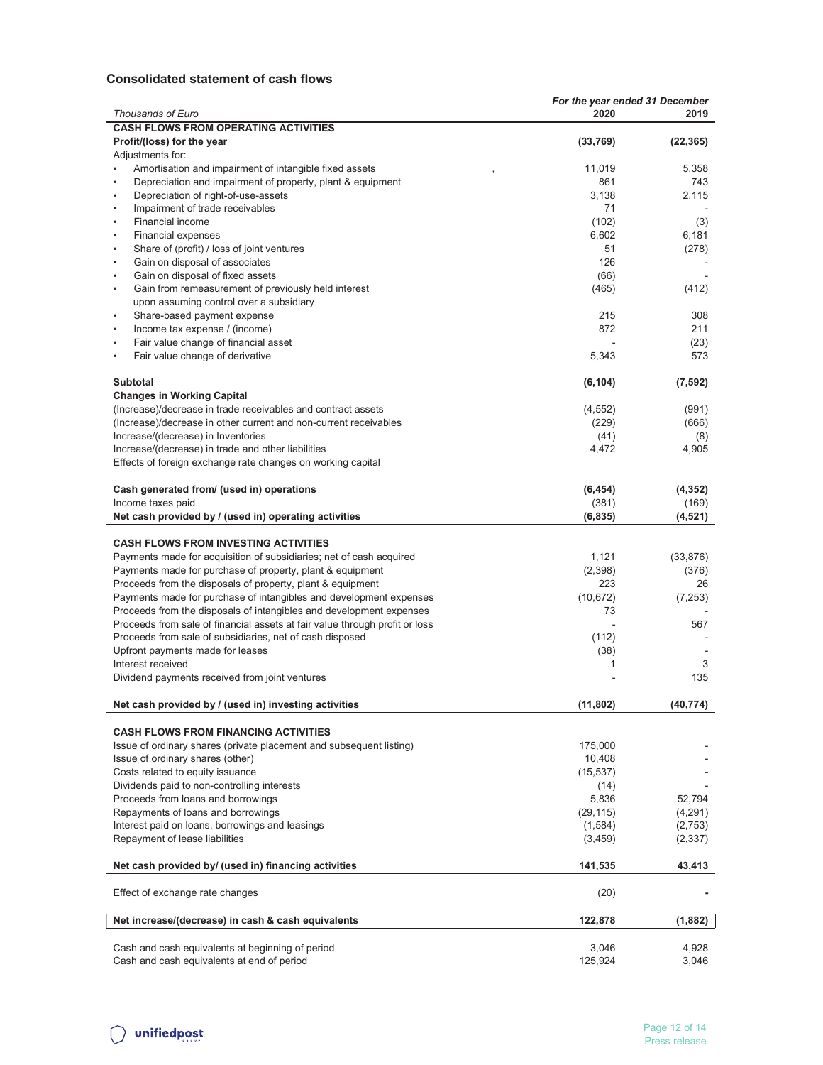## Consolidated statement of cash flows

| *Thousands of Euro* | *For the year ended 31 December* 2020 | 2019 |
|---|---|---|
| **CASH FLOWS FROM OPERATING ACTIVITIES** | | |
| **Profit/(loss) for the year** | **(33,769)** | **(22,365)** |
| Adjustments for: | | |
| ▪ Amortisation and impairment of intangible fixed assets | 11,019 | 5,358 |
| ▪ Depreciation and impairment of property, plant & equipment | 861 | 743 |
| ▪ Depreciation of right-of-use-assets | 3,138 | 2,115 |
| ▪ Impairment of trade receivables | 71 | - |
| ▪ Financial income | (102) | (3) |
| ▪ Financial expenses | 6,602 | 6,181 |
| ▪ Share of (profit) / loss of joint ventures | 51 | (278) |
| ▪ Gain on disposal of associates | 126 | - |
| ▪ Gain on disposal of fixed assets | (66) | - |
| ▪ Gain from remeasurement of previously held interest upon assuming control over a subsidiary | (465) | (412) |
| ▪ Share-based payment expense | 215 | 308 |
| ▪ Income tax expense / (income) | 872 | 211 |
| ▪ Fair value change of financial asset | - | (23) |
| ▪ Fair value change of derivative | 5,343 | 573 |
| **Subtotal** | **(6,104)** | **(7,592)** |
| **Changes in Working Capital** | | |
| (Increase)/decrease in trade receivables and contract assets | (4,552) | (991) |
| (Increase)/decrease in other current and non-current receivables | (229) | (666) |
| Increase/(decrease) in Inventories | (41) | (8) |
| Increase/(decrease) in trade and other liabilities | 4,472 | 4,905 |
| Effects of foreign exchange rate changes on working capital | | |
| **Cash generated from/ (used in) operations** | **(6,454)** | **(4,352)** |
| Income taxes paid | (381) | (169) |
| **Net cash provided by / (used in) operating activities** | **(6,835)** | **(4,521)** |
| **CASH FLOWS FROM INVESTING ACTIVITIES** | | |
| Payments made for acquisition of subsidiaries; net of cash acquired | 1,121 | (33,876) |
| Payments made for purchase of property, plant & equipment | (2,398) | (376) |
| Proceeds from the disposals of property, plant & equipment | 223 | 26 |
| Payments made for purchase of intangibles and development expenses | (10,672) | (7,253) |
| Proceeds from the disposals of intangibles and development expenses | 73 | - |
| Proceeds from sale of financial assets at fair value through profit or loss | - | 567 |
| Proceeds from sale of subsidiaries, net of cash disposed | (112) | - |
| Upfront payments made for leases | (38) | - |
| Interest received | 1 | 3 |
| Dividend payments received from joint ventures | - | 135 |
| **Net cash provided by / (used in) investing activities** | **(11,802)** | **(40,774)** |
| **CASH FLOWS FROM FINANCING ACTIVITIES** | | |
| Issue of ordinary shares (private placement and subsequent listing) | 175,000 | - |
| Issue of ordinary shares (other) | 10,408 | - |
| Costs related to equity issuance | (15,537) | - |
| Dividends paid to non-controlling interests | (14) | - |
| Proceeds from loans and borrowings | 5,836 | 52,794 |
| Repayments of loans and borrowings | (29,115) | (4,291) |
| Interest paid on loans, borrowings and leasings | (1,584) | (2,753) |
| Repayment of lease liabilities | (3,459) | (2,337) |
| **Net cash provided by/ (used in) financing activities** | **141,535** | **43,413** |
| Effect of exchange rate changes | (20) | - |
| **Net increase/(decrease) in cash & cash equivalents** | **122,878** | **(1,882)** |
| Cash and cash equivalents at beginning of period | 3,046 | 4,928 |
| Cash and cash equivalents at end of period | 125,924 | 3,046 |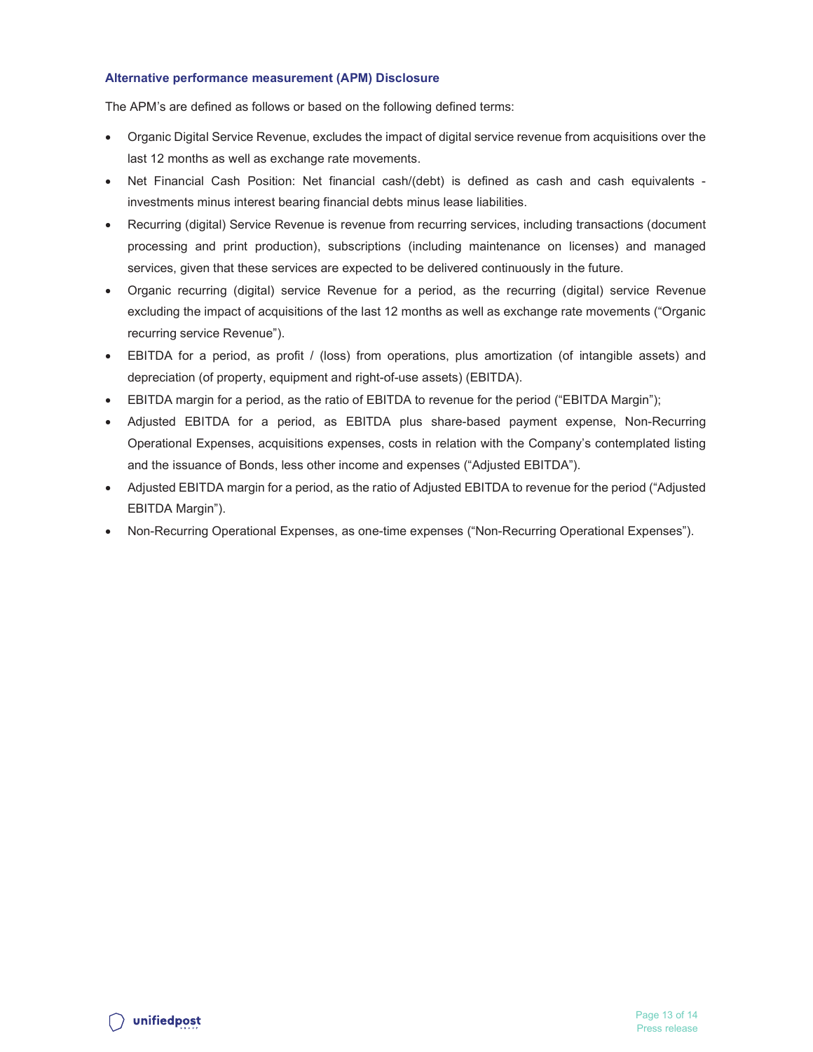### Alternative performance measurement (APM) Disclosure

The APM's are defined as follows or based on the following defined terms:

- Organic Digital Service Revenue, excludes the impact of digital service revenue from acquisitions over the last 12 months as well as exchange rate movements.
- Net Financial Cash Position: Net financial cash/(debt) is defined as cash and cash equivalents - investments minus interest bearing financial debts minus lease liabilities.
- Recurring (digital) Service Revenue is revenue from recurring services, including transactions (document processing and print production), subscriptions (including maintenance on licenses) and managed services, given that these services are expected to be delivered continuously in the future.
- Organic recurring (digital) service Revenue for a period, as the recurring (digital) service Revenue excluding the impact of acquisitions of the last 12 months as well as exchange rate movements ("Organic recurring service Revenue").
- EBITDA for a period, as profit / (loss) from operations, plus amortization (of intangible assets) and depreciation (of property, equipment and right-of-use assets) (EBITDA).
- EBITDA margin for a period, as the ratio of EBITDA to revenue for the period ("EBITDA Margin");
- Adjusted EBITDA for a period, as EBITDA plus share-based payment expense, Non-Recurring Operational Expenses, acquisitions expenses, costs in relation with the Company's contemplated listing and the issuance of Bonds, less other income and expenses ("Adjusted EBITDA").
- Adjusted EBITDA margin for a period, as the ratio of Adjusted EBITDA to revenue for the period ("Adjusted EBITDA Margin").
- Non-Recurring Operational Expenses, as one-time expenses ("Non-Recurring Operational Expenses").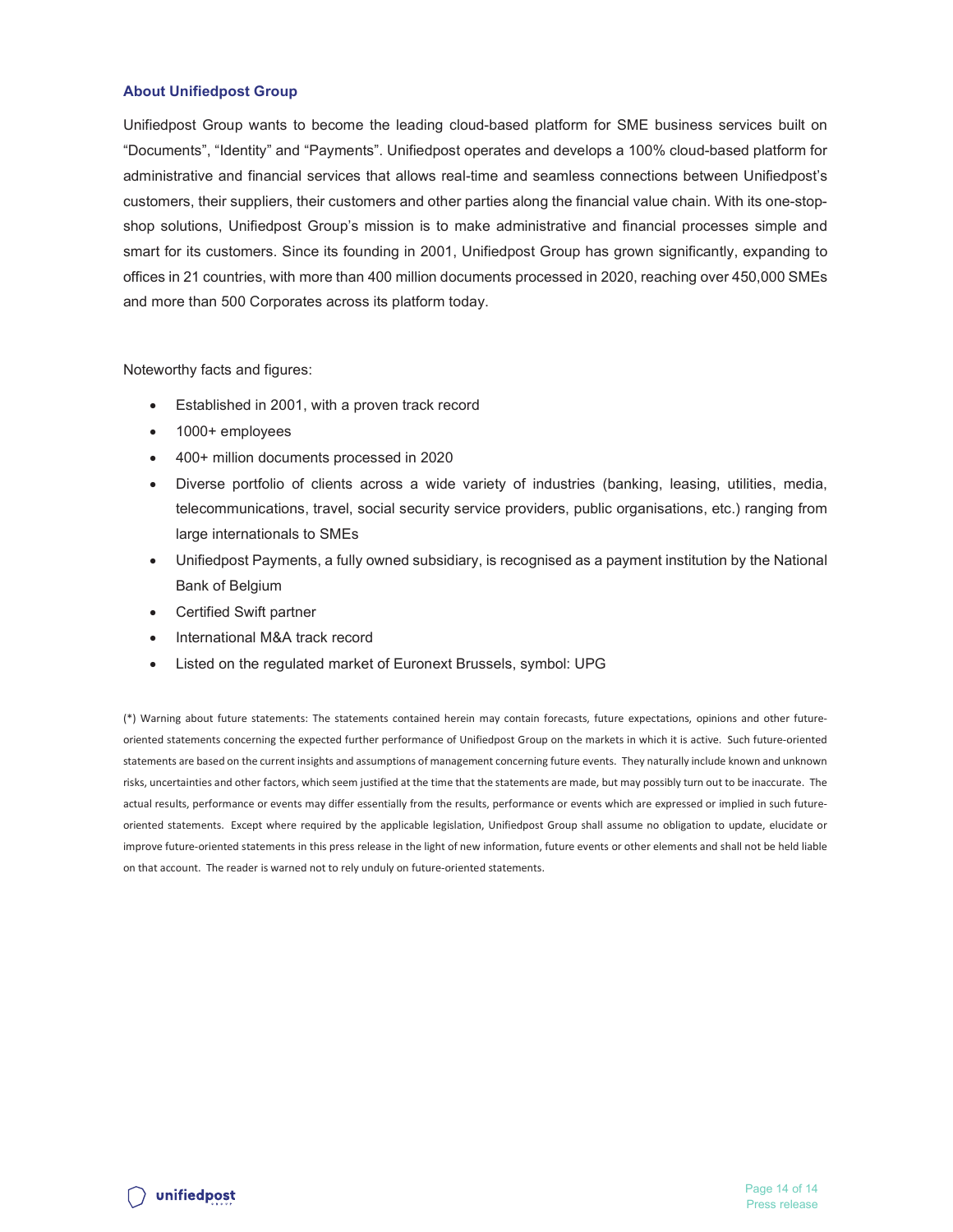### About Unifiedpost Group

Unifiedpost Group wants to become the leading cloud-based platform for SME business services built on "Documents", "Identity" and "Payments". Unifiedpost operates and develops a 100% cloud-based platform for administrative and financial services that allows real-time and seamless connections between Unifiedpost's customers, their suppliers, their customers and other parties along the financial value chain. With its one-stop-shop solutions, Unifiedpost Group's mission is to make administrative and financial processes simple and smart for its customers. Since its founding in 2001, Unifiedpost Group has grown significantly, expanding to offices in 21 countries, with more than 400 million documents processed in 2020, reaching over 450,000 SMEs and more than 500 Corporates across its platform today.

Noteworthy facts and figures:

- Established in 2001, with a proven track record
- 1000+ employees
- 400+ million documents processed in 2020
- Diverse portfolio of clients across a wide variety of industries (banking, leasing, utilities, media, telecommunications, travel, social security service providers, public organisations, etc.) ranging from large internationals to SMEs
- Unifiedpost Payments, a fully owned subsidiary, is recognised as a payment institution by the National Bank of Belgium
- Certified Swift partner
- International M&A track record
- Listed on the regulated market of Euronext Brussels, symbol: UPG

(*) Warning about future statements: The statements contained herein may contain forecasts, future expectations, opinions and other future-oriented statements concerning the expected further performance of Unifiedpost Group on the markets in which it is active. Such future-oriented statements are based on the current insights and assumptions of management concerning future events. They naturally include known and unknown risks, uncertainties and other factors, which seem justified at the time that the statements are made, but may possibly turn out to be inaccurate. The actual results, performance or events may differ essentially from the results, performance or events which are expressed or implied in such future-oriented statements. Except where required by the applicable legislation, Unifiedpost Group shall assume no obligation to update, elucidate or improve future-oriented statements in this press release in the light of new information, future events or other elements and shall not be held liable on that account. The reader is warned not to rely unduly on future-oriented statements.